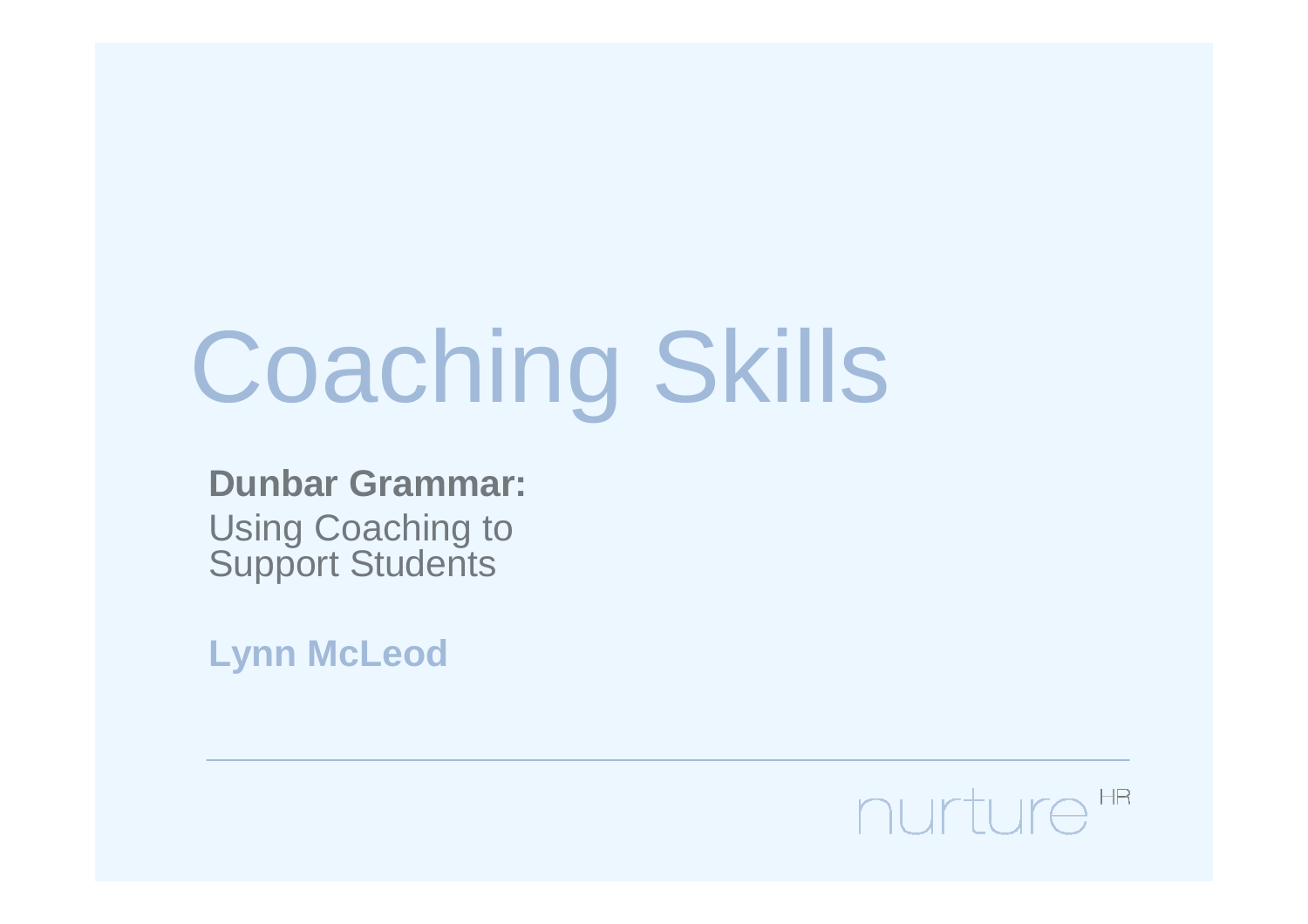# Coaching Skills

**Dunbar Grammar:**
Using Coaching to
Support Students

**Lynn McLeod**

nurture HR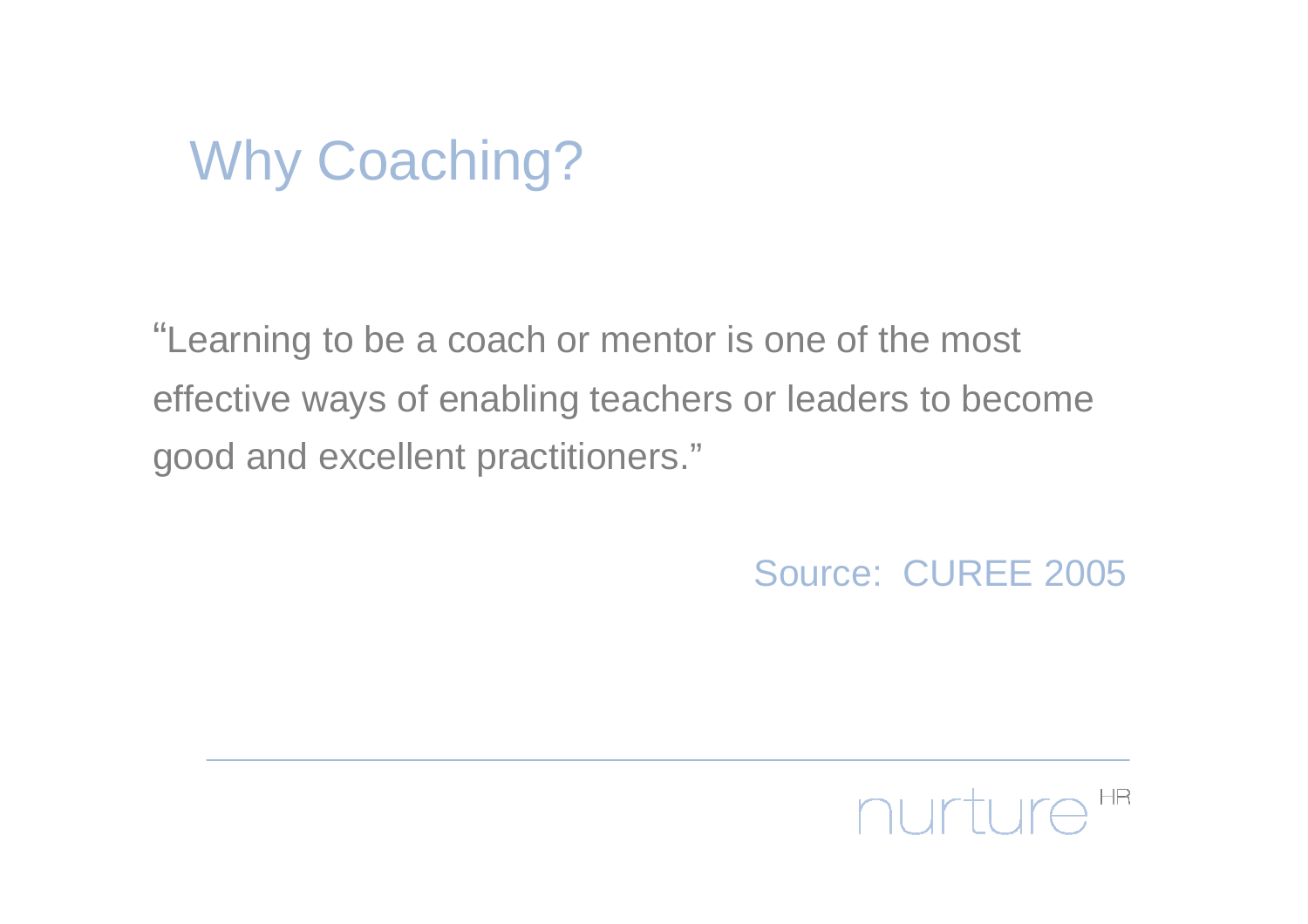# Why Coaching?

"Learning to be a coach or mentor is one of the most effective ways of enabling teachers or leaders to become good and excellent practitioners."

Source: CUREE 2005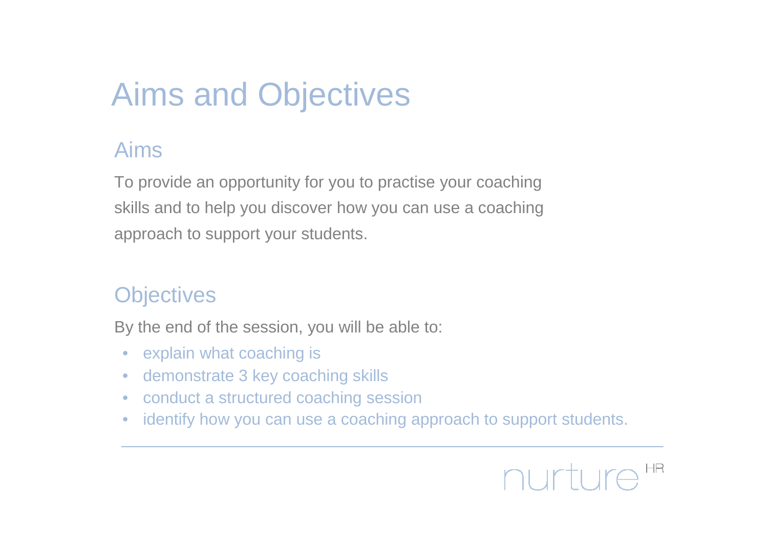# Aims and Objectives

## Aims

To provide an opportunity for you to practise your coaching skills and to help you discover how you can use a coaching approach to support your students.

## Objectives

By the end of the session, you will be able to:

- explain what coaching is
- demonstrate 3 key coaching skills
- conduct a structured coaching session
- identify how you can use a coaching approach to support students.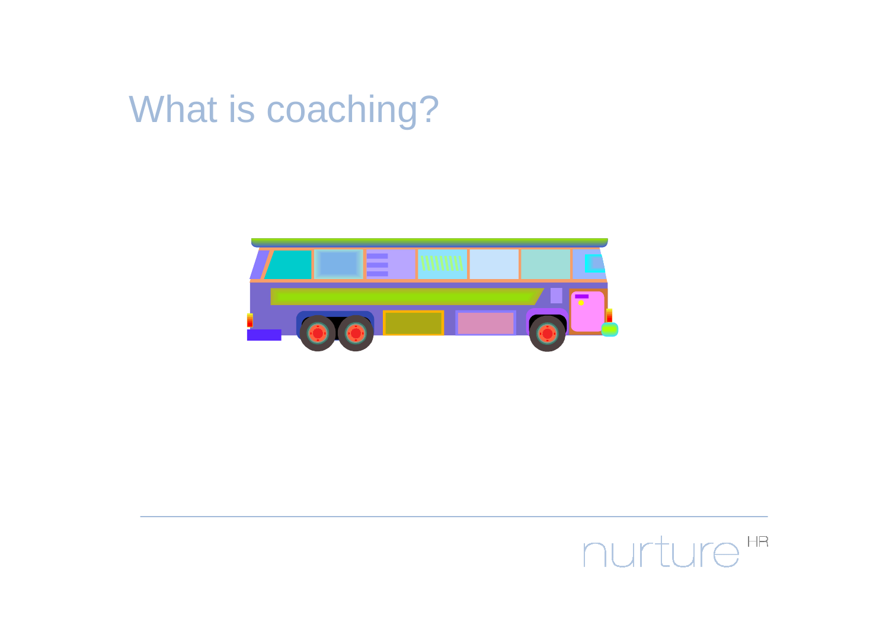# What is coaching?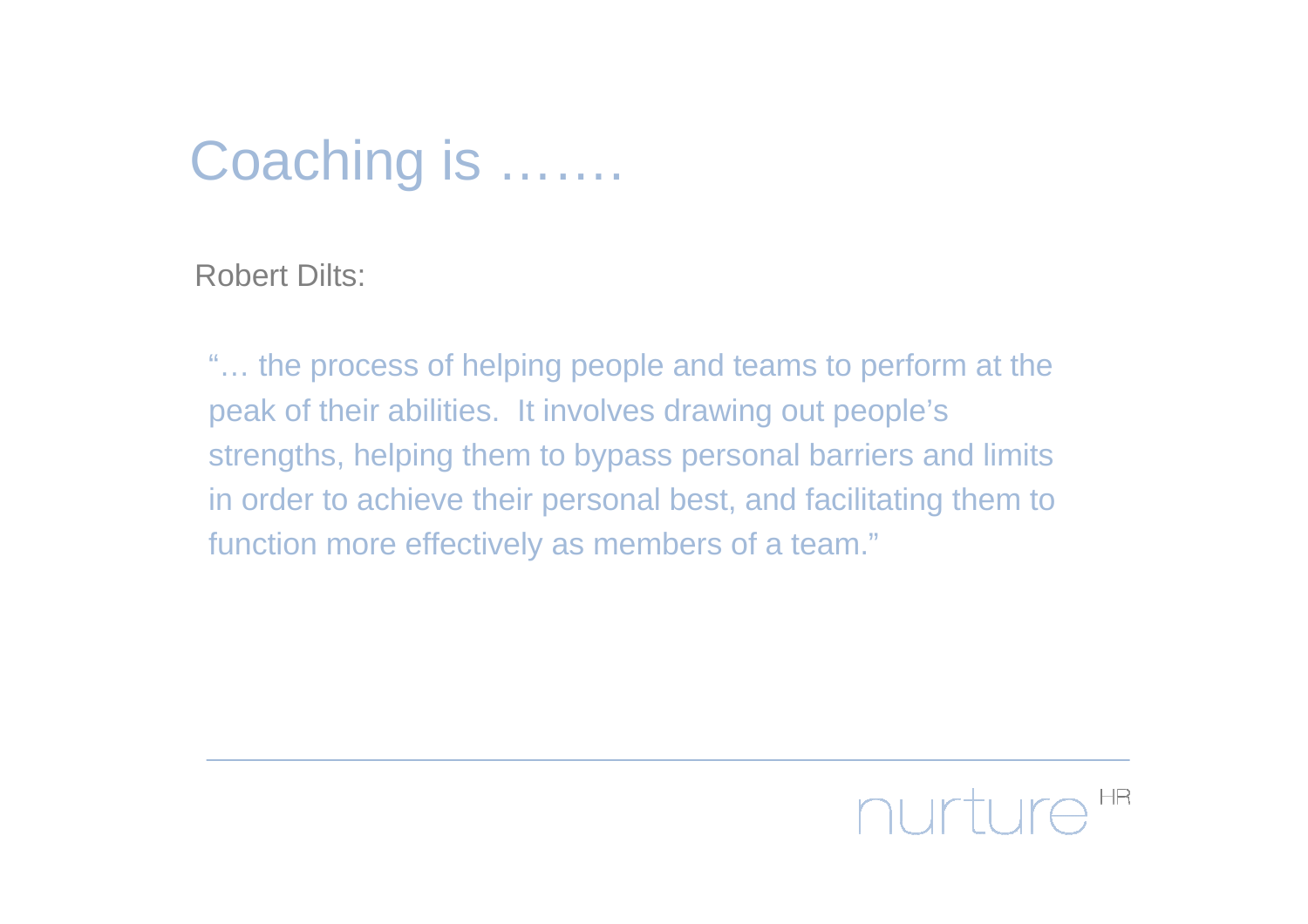# Coaching is …….

Robert Dilts:

"… the process of helping people and teams to perform at the peak of their abilities. It involves drawing out people's strengths, helping them to bypass personal barriers and limits in order to achieve their personal best, and facilitating them to function more effectively as members of a team."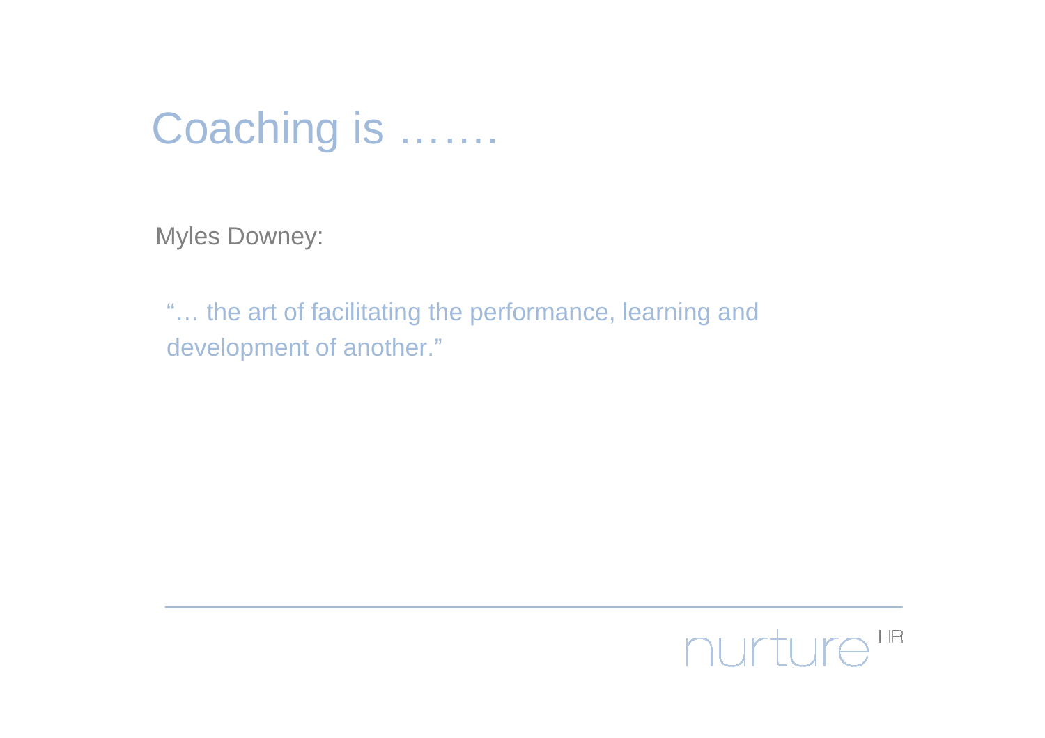# Coaching is …….

Myles Downey:

"… the art of facilitating the performance, learning and development of another."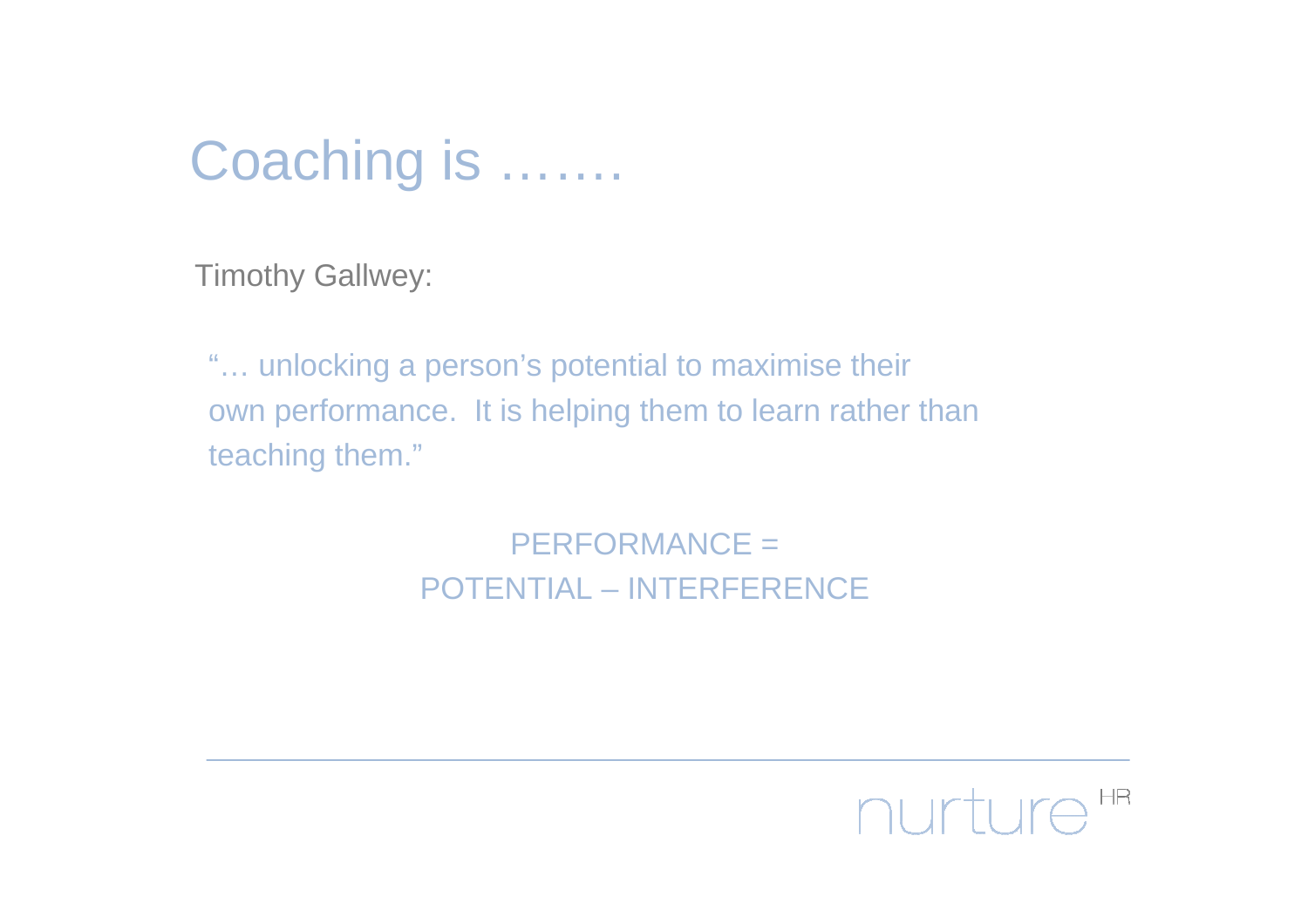# Coaching is …….

Timothy Gallwey:

"… unlocking a person's potential to maximise their own performance.  It is helping them to learn rather than teaching them."

PERFORMANCE =
POTENTIAL – INTERFERENCE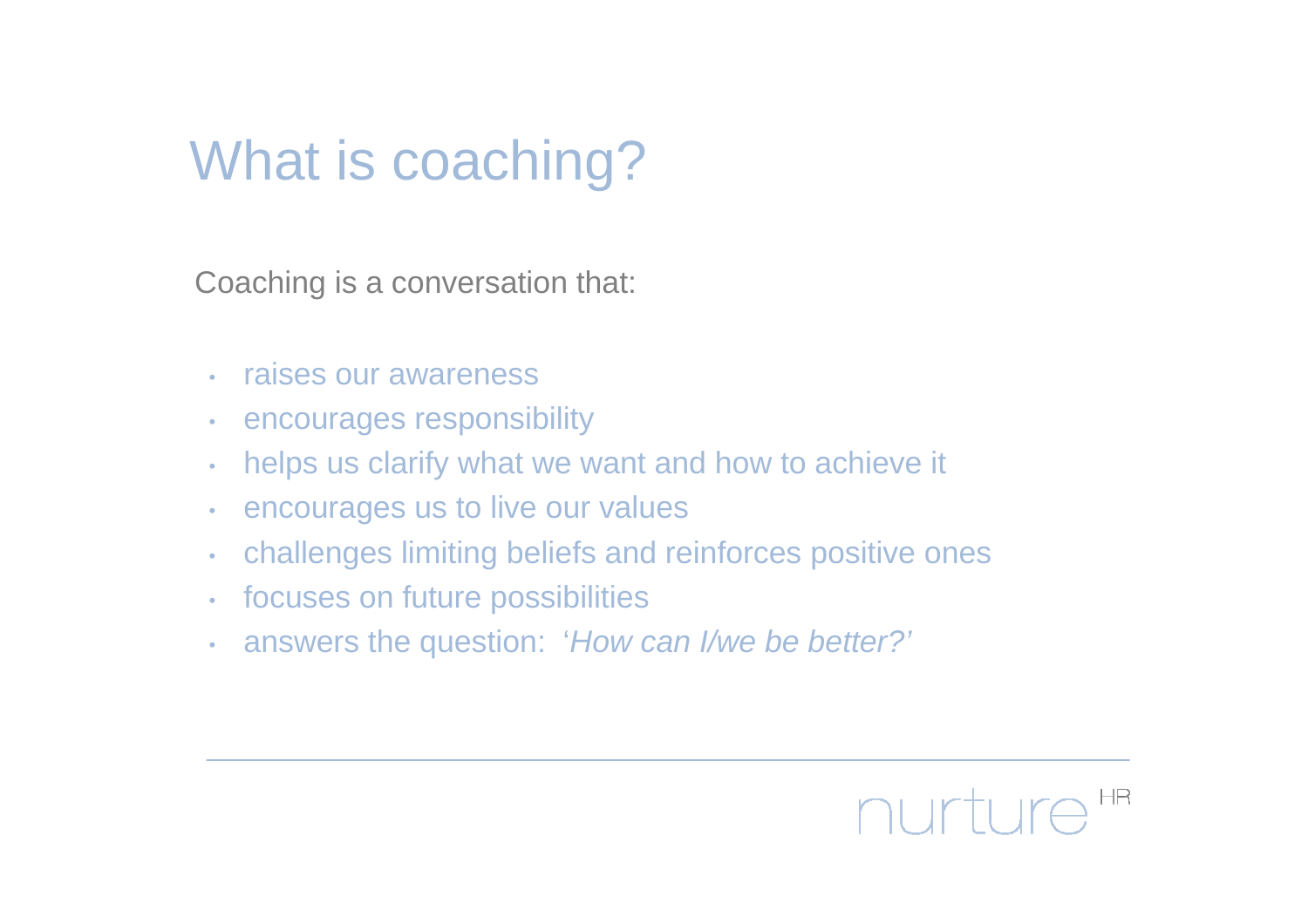# What is coaching?

Coaching is a conversation that:

- raises our awareness
- encourages responsibility
- helps us clarify what we want and how to achieve it
- encourages us to live our values
- challenges limiting beliefs and reinforces positive ones
- focuses on future possibilities
- answers the question: '*How can I/we be better?*'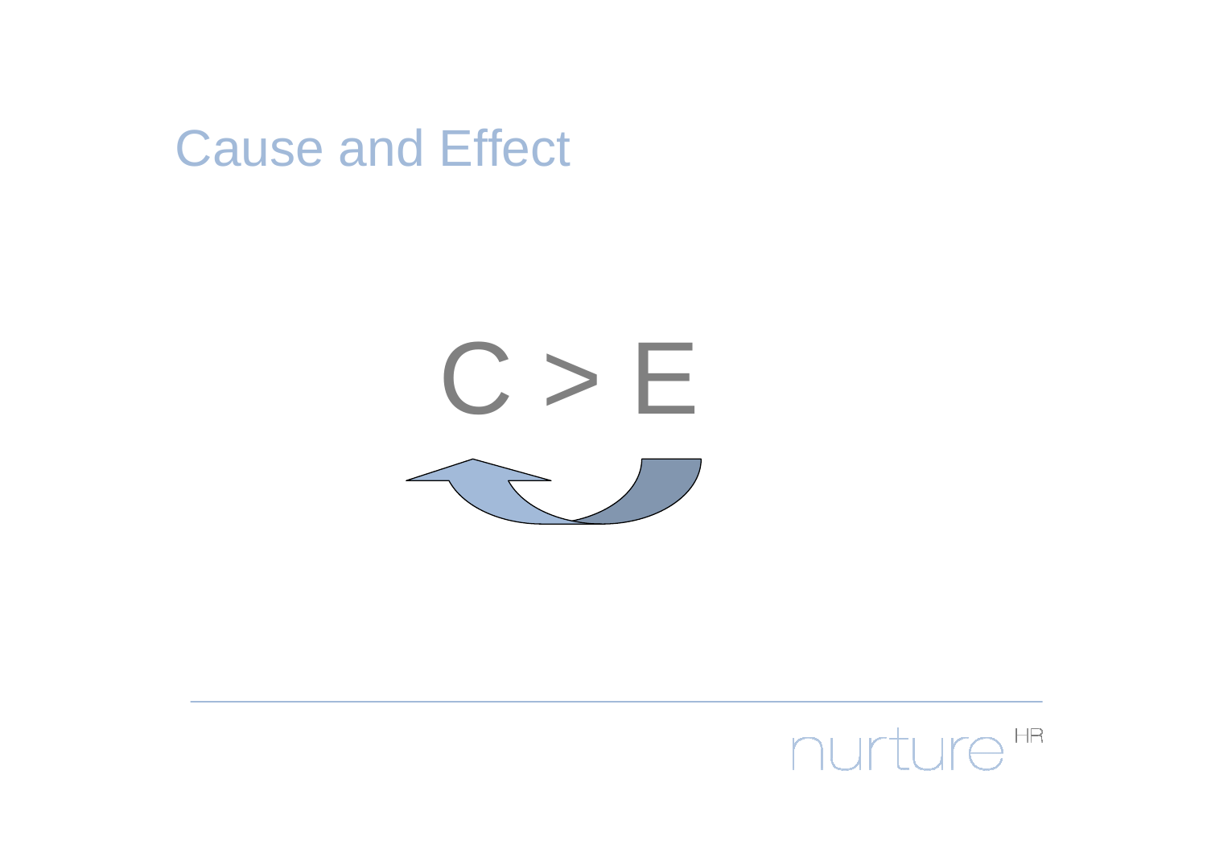# Cause and Effect

C > E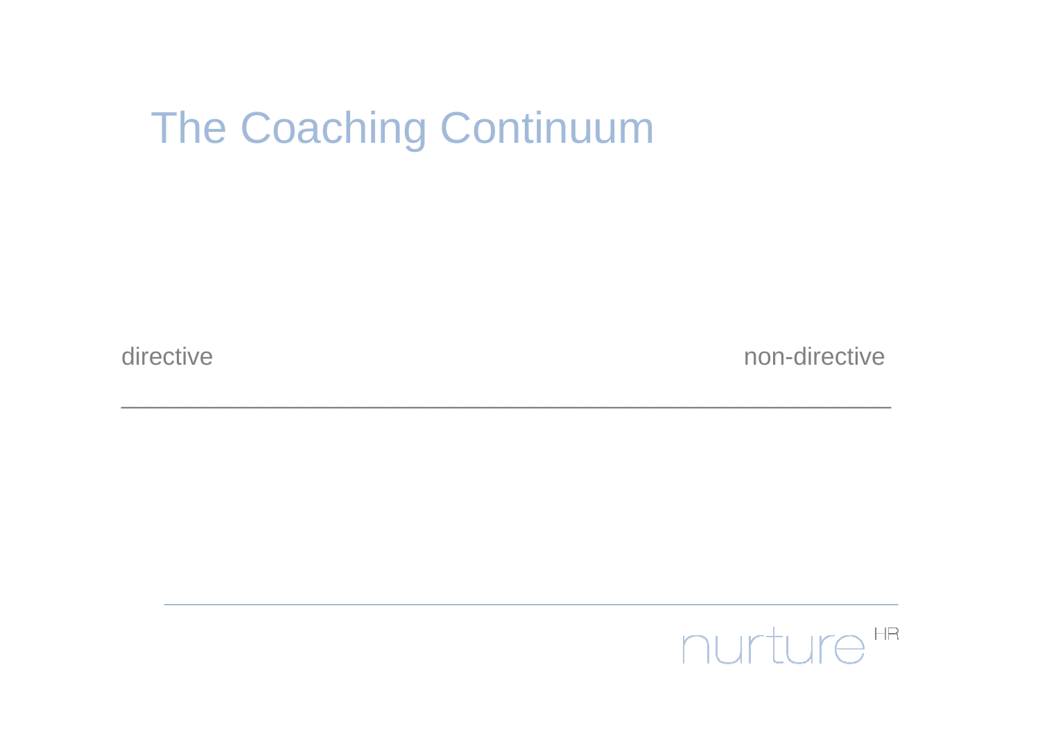# The Coaching Continuum

directive non-directive

___________________________________________________________________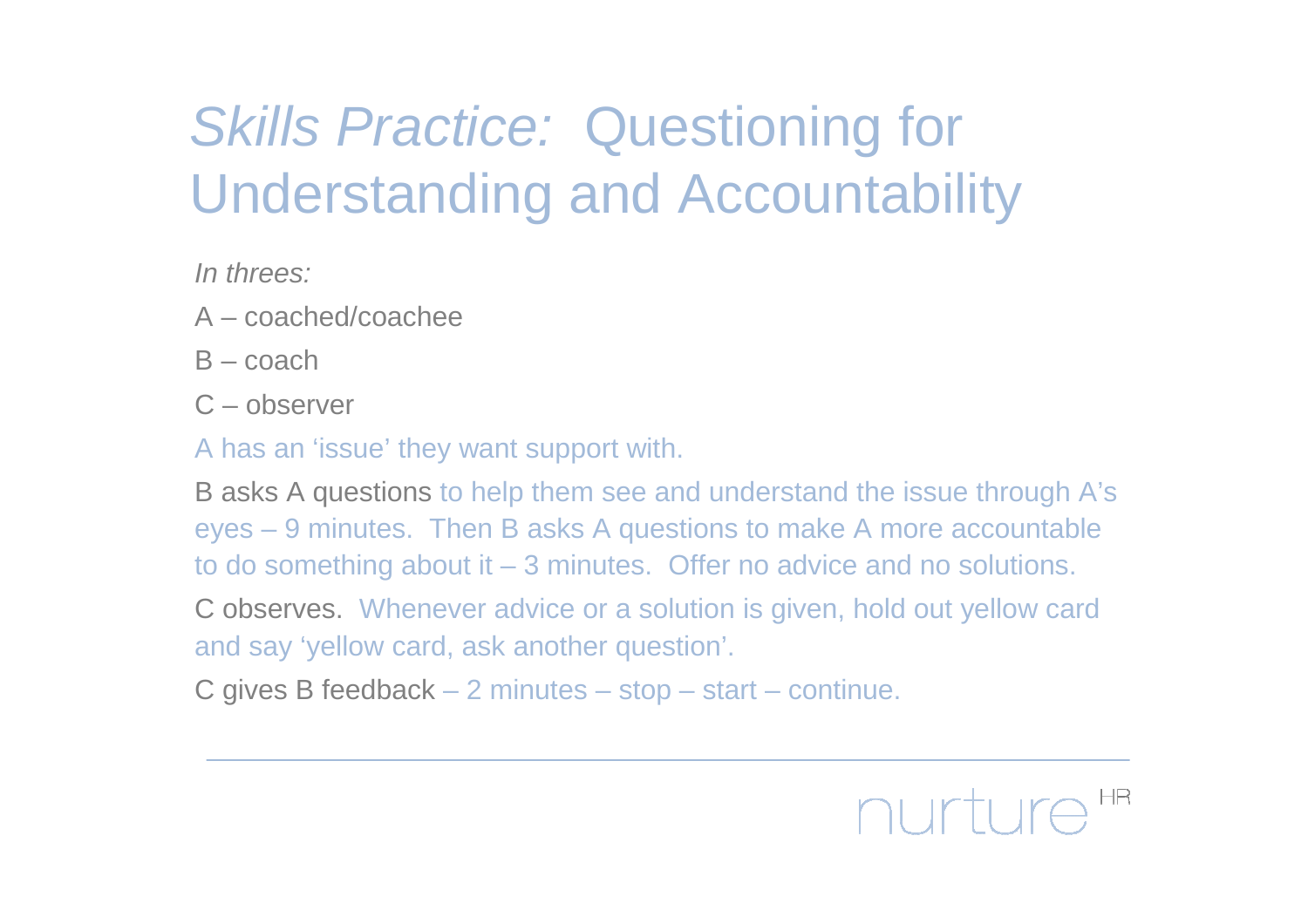# *Skills Practice:* Questioning for Understanding and Accountability

*In threes:*

A – coached/coachee

B – coach

C – observer

A has an 'issue' they want support with.

B asks A questions to help them see and understand the issue through A's eyes – 9 minutes. Then B asks A questions to make A more accountable to do something about it – 3 minutes. Offer no advice and no solutions.

C observes. Whenever advice or a solution is given, hold out yellow card and say 'yellow card, ask another question'.

C gives B feedback – 2 minutes – stop – start – continue.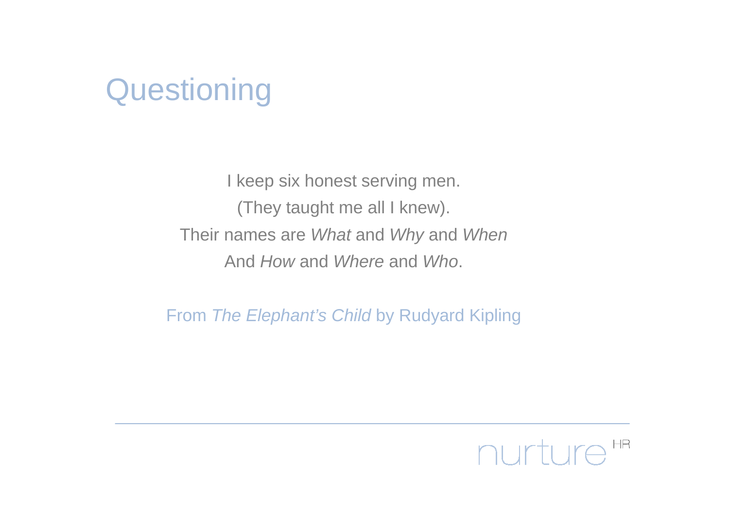# Questioning

I keep six honest serving men.
(They taught me all I knew).
Their names are *What* and *Why* and *When*
And *How* and *Where* and *Who*.

From *The Elephant's Child* by Rudyard Kipling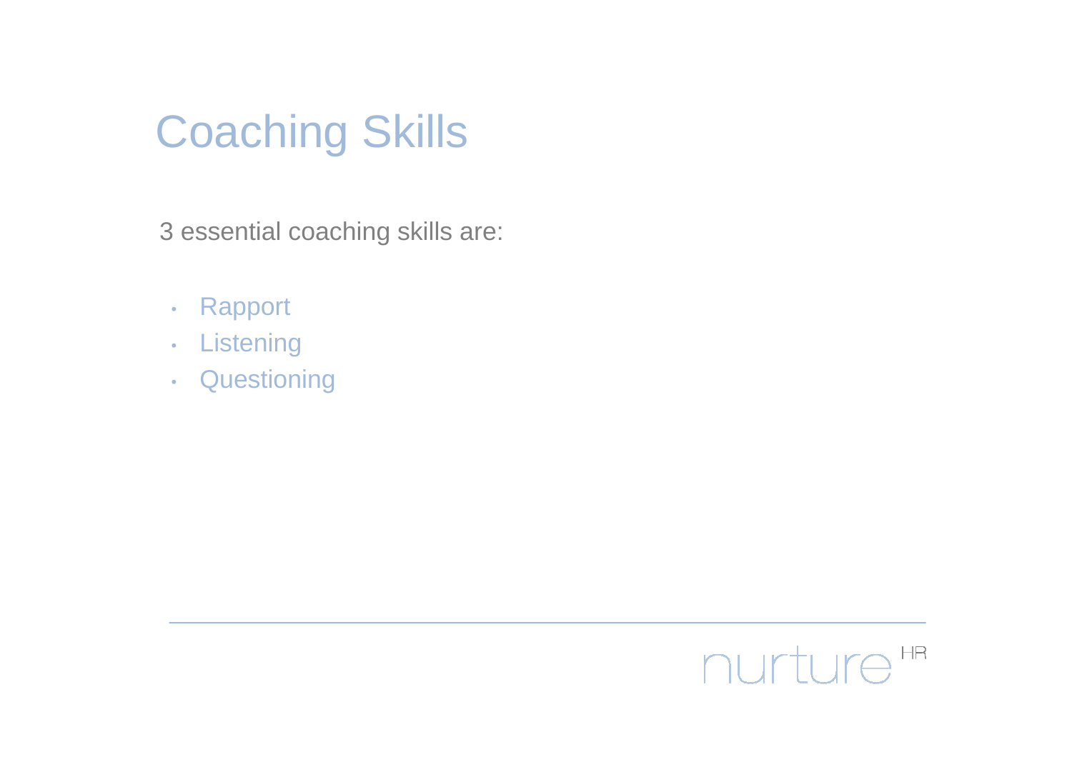# Coaching Skills

3 essential coaching skills are:

- Rapport
- Listening
- Questioning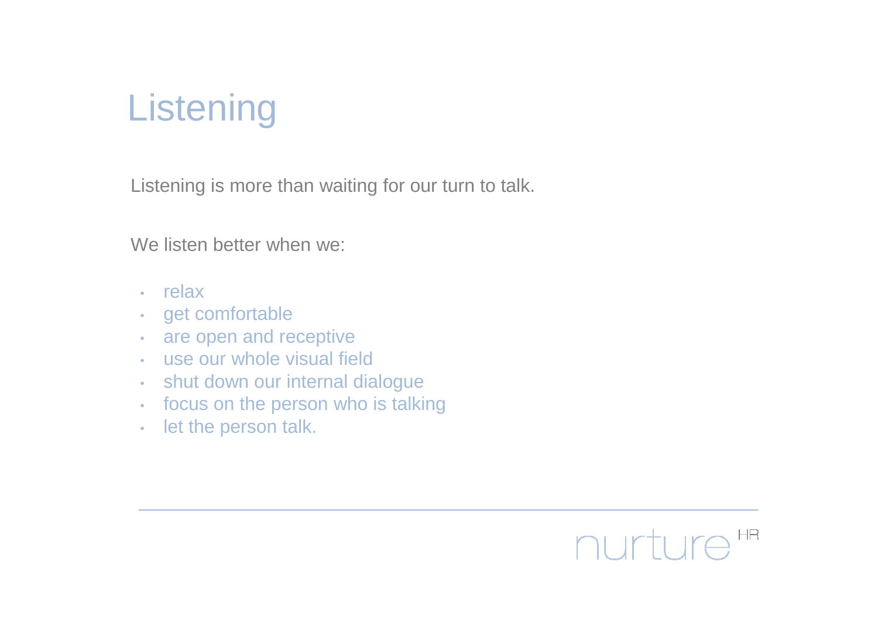# Listening

Listening is more than waiting for our turn to talk.

We listen better when we:

- relax
- get comfortable
- are open and receptive
- use our whole visual field
- shut down our internal dialogue
- focus on the person who is talking
- let the person talk.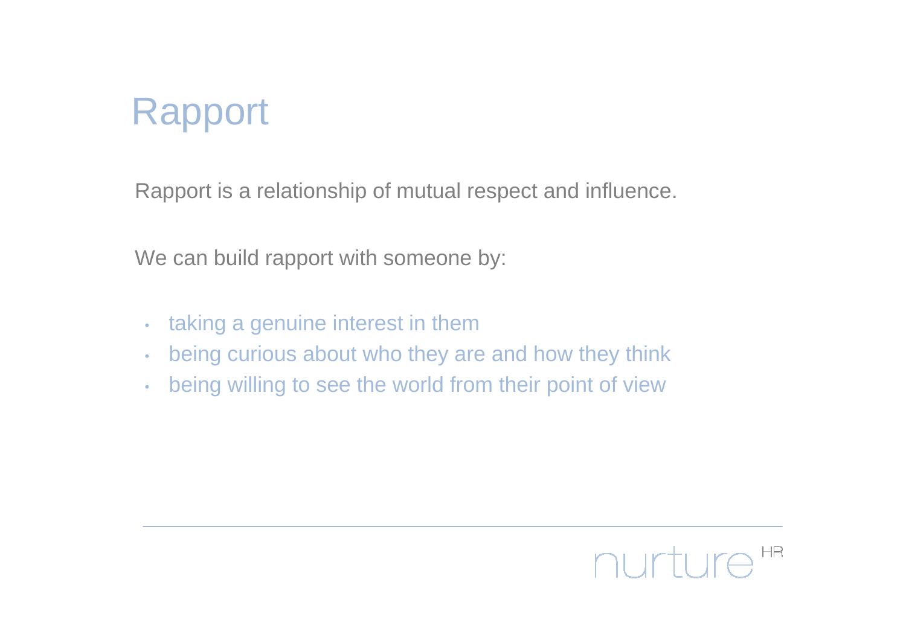# Rapport

Rapport is a relationship of mutual respect and influence.

We can build rapport with someone by:

- taking a genuine interest in them
- being curious about who they are and how they think
- being willing to see the world from their point of view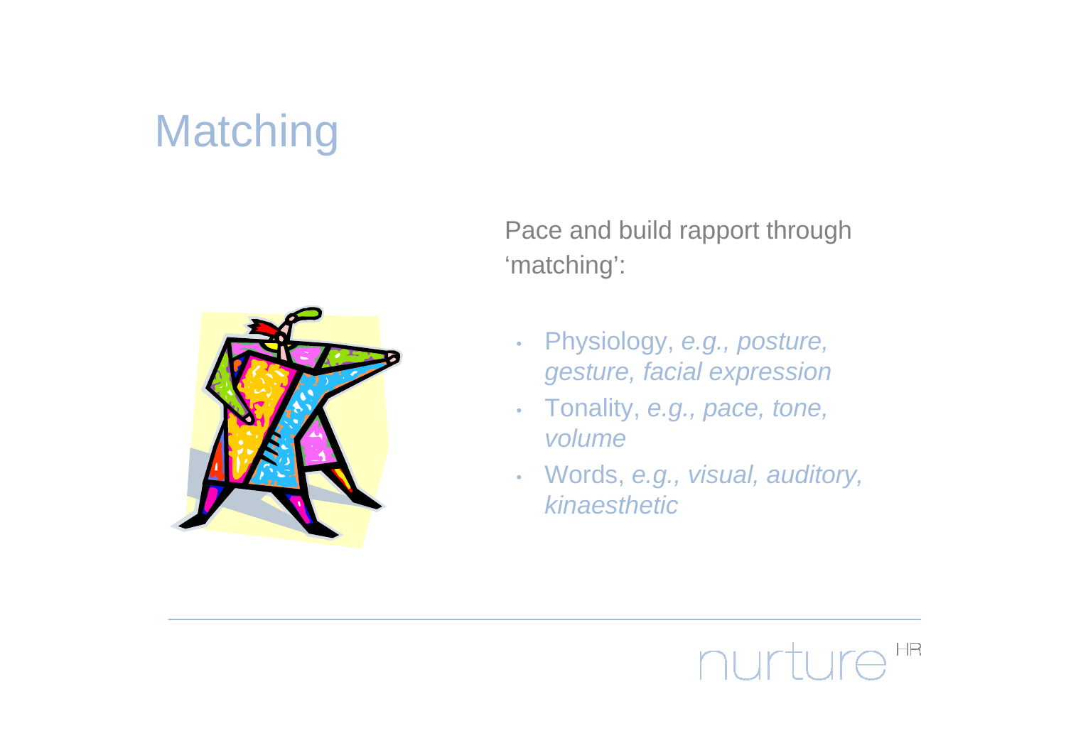# Matching

Pace and build rapport through 'matching':

- Physiology, *e.g., posture, gesture, facial expression*
- Tonality, *e.g., pace, tone, volume*
- Words, *e.g., visual, auditory, kinaesthetic*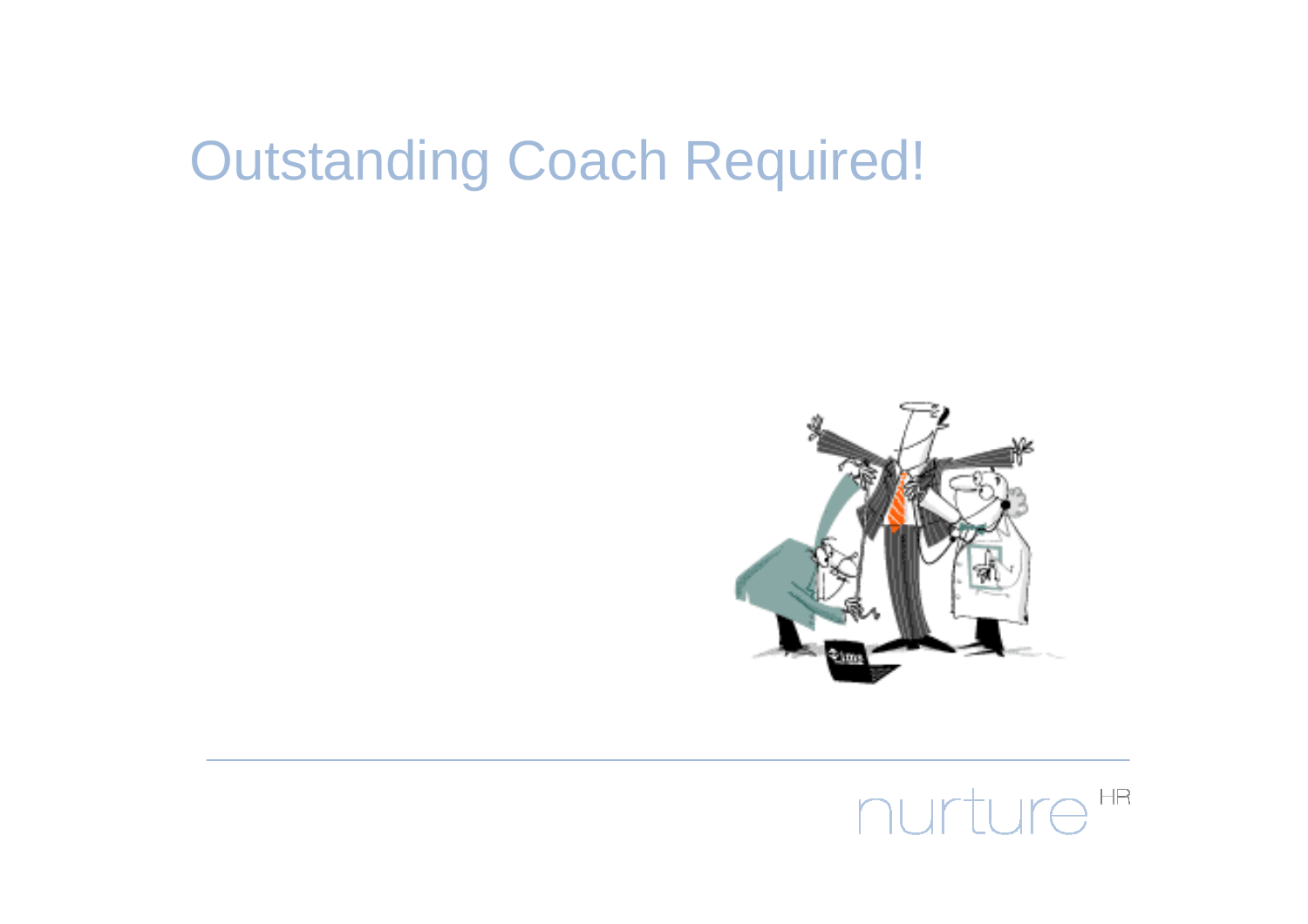# Outstanding Coach Required!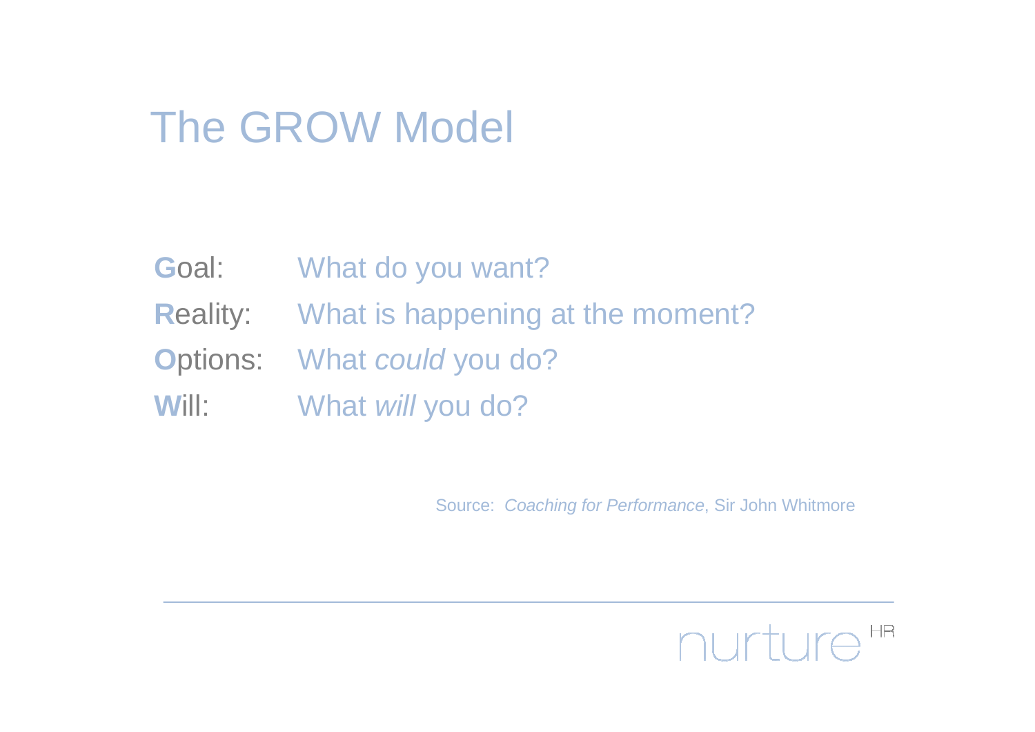# The GROW Model

**G**oal: What do you want?

**R**eality: What is happening at the moment?

**O**ptions: What *could* you do?

**W**ill: What *will* you do?

Source: *Coaching for Performance*, Sir John Whitmore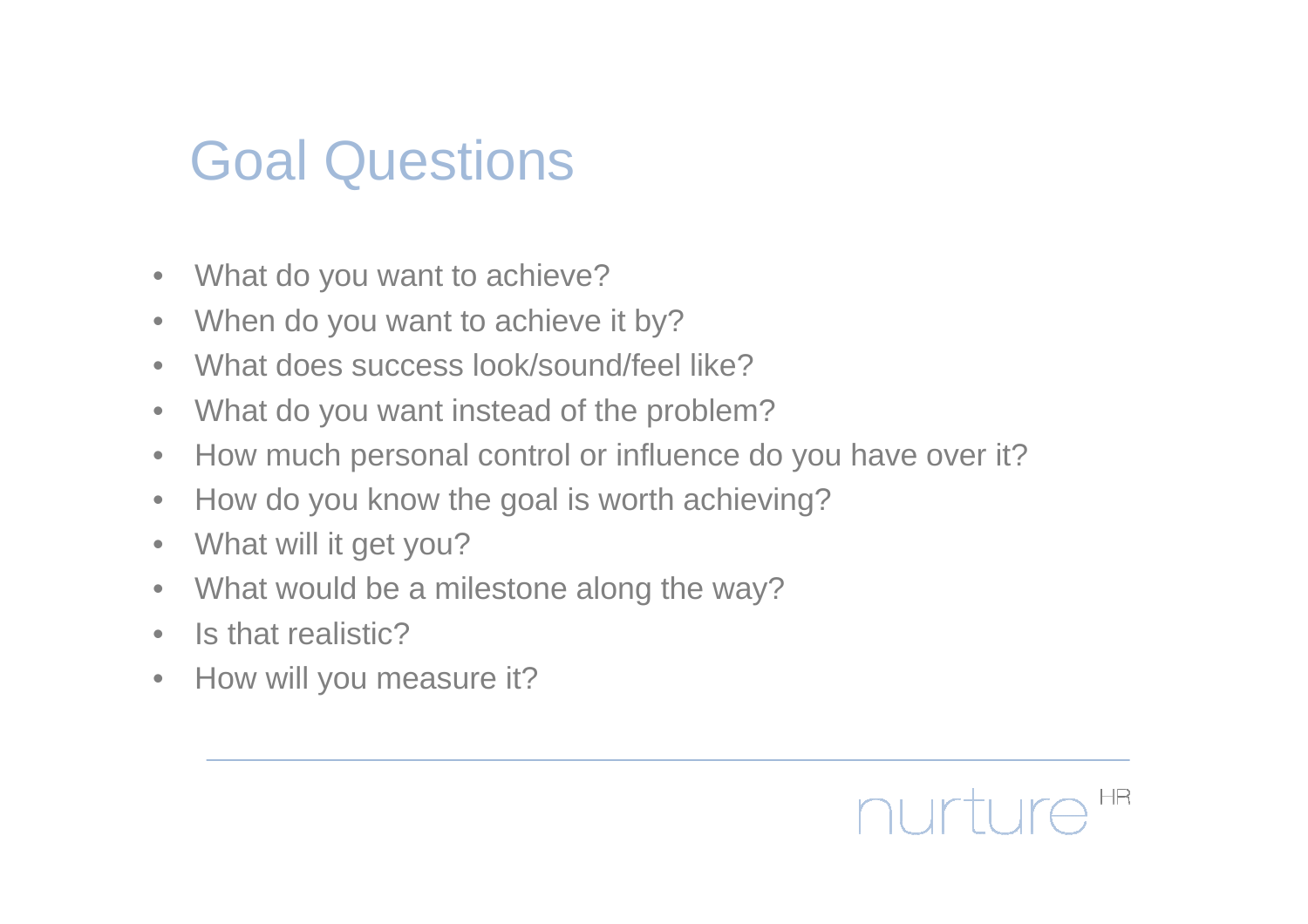# Goal Questions

- What do you want to achieve?
- When do you want to achieve it by?
- What does success look/sound/feel like?
- What do you want instead of the problem?
- How much personal control or influence do you have over it?
- How do you know the goal is worth achieving?
- What will it get you?
- What would be a milestone along the way?
- Is that realistic?
- How will you measure it?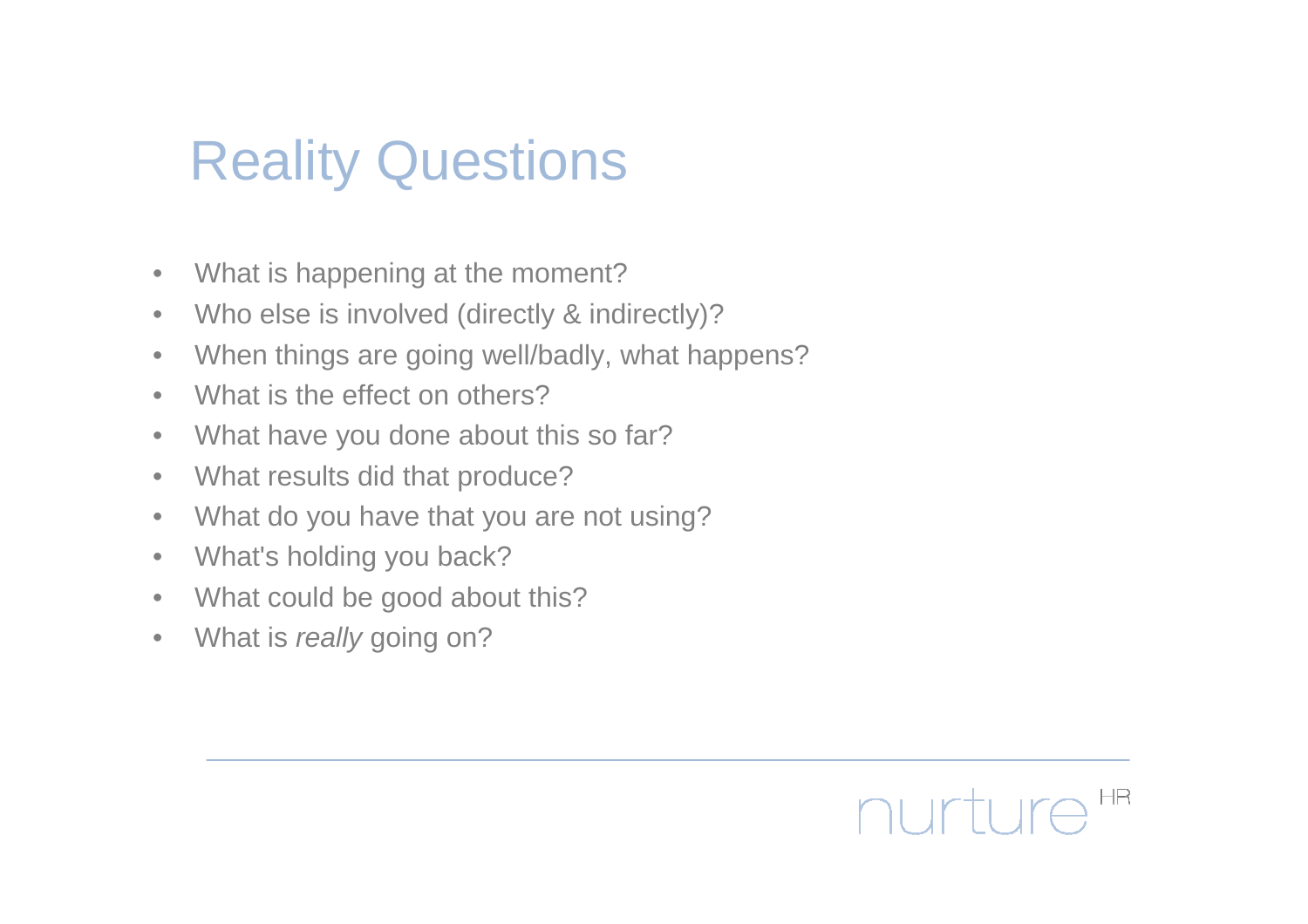# Reality Questions

- What is happening at the moment?
- Who else is involved (directly & indirectly)?
- When things are going well/badly, what happens?
- What is the effect on others?
- What have you done about this so far?
- What results did that produce?
- What do you have that you are not using?
- What's holding you back?
- What could be good about this?
- What is *really* going on?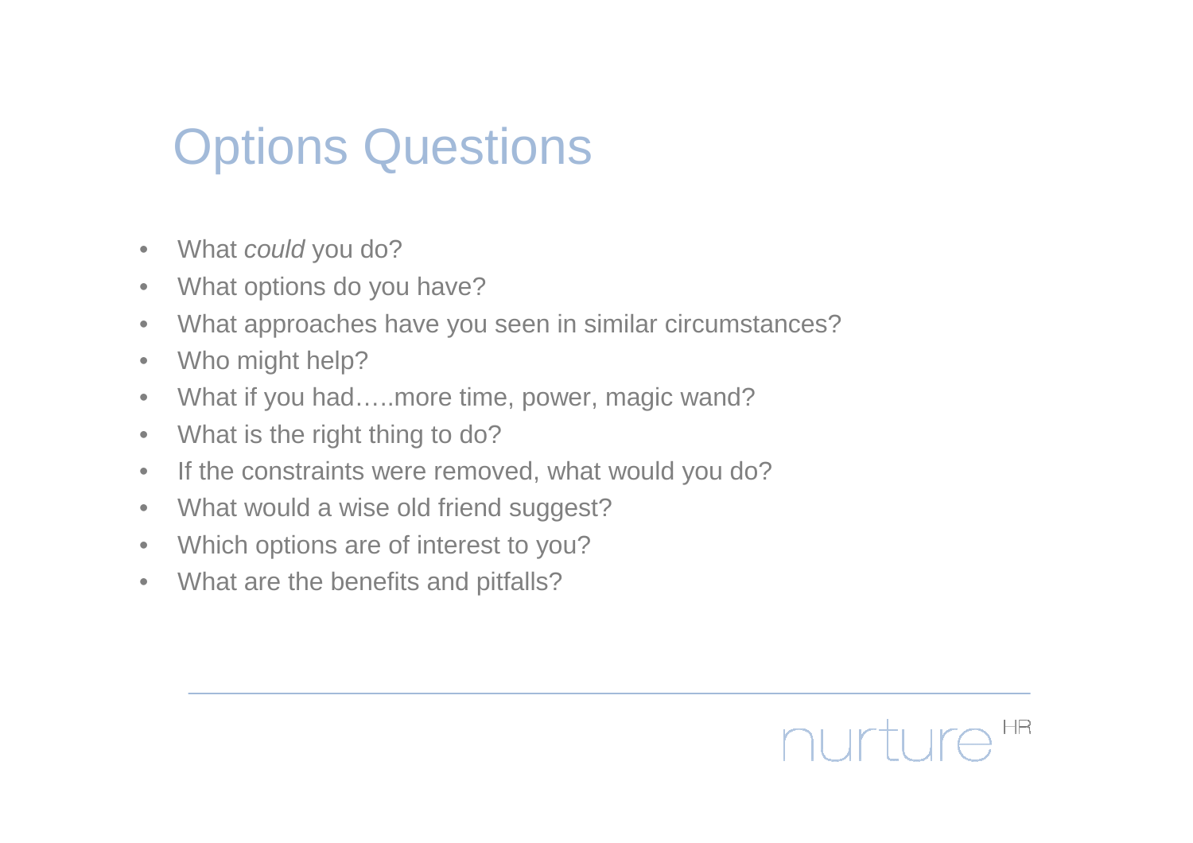# Options Questions

- What *could* you do?
- What options do you have?
- What approaches have you seen in similar circumstances?
- Who might help?
- What if you had…..more time, power, magic wand?
- What is the right thing to do?
- If the constraints were removed, what would you do?
- What would a wise old friend suggest?
- Which options are of interest to you?
- What are the benefits and pitfalls?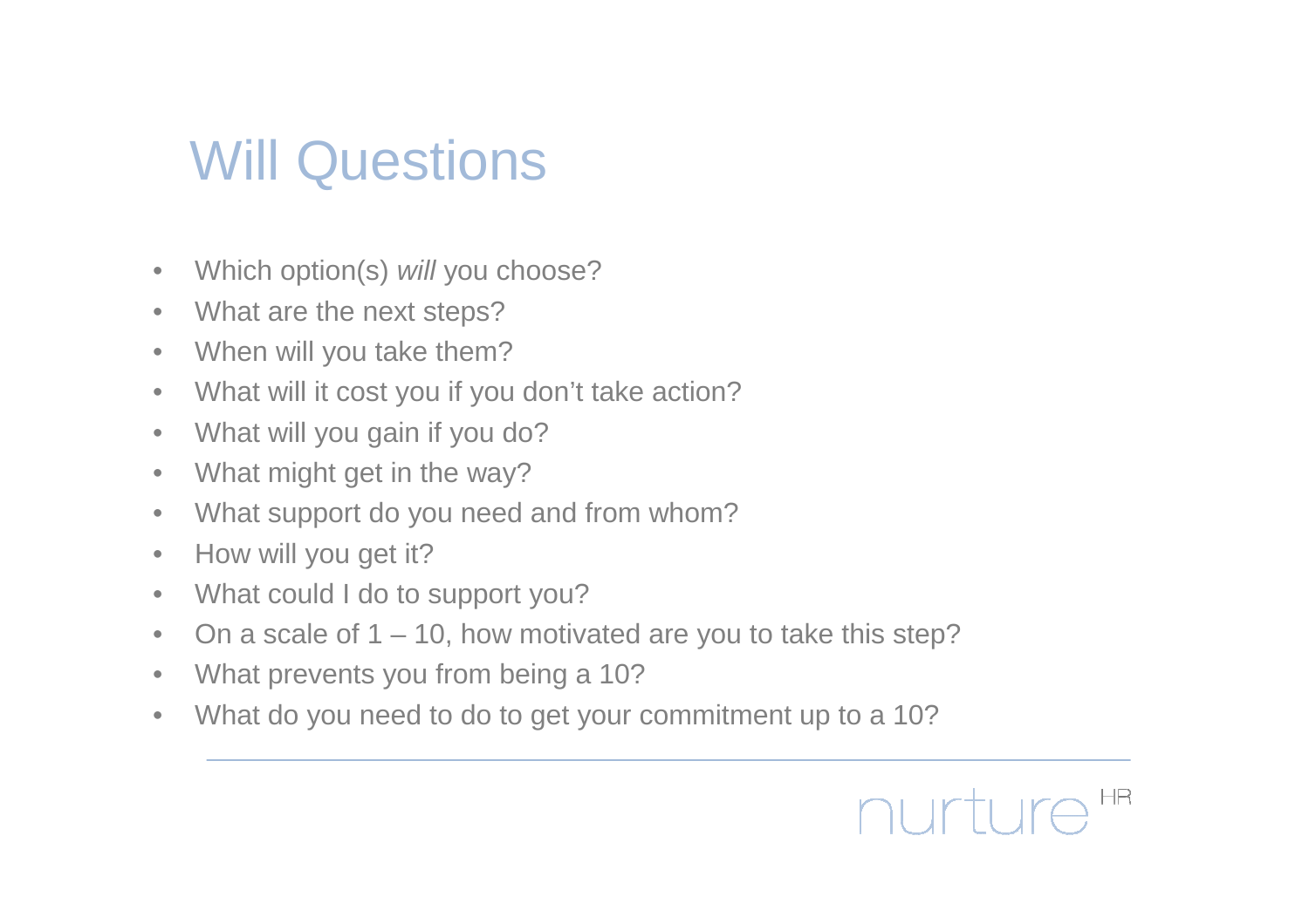# Will Questions

- Which option(s) *will* you choose?
- What are the next steps?
- When will you take them?
- What will it cost you if you don't take action?
- What will you gain if you do?
- What might get in the way?
- What support do you need and from whom?
- How will you get it?
- What could I do to support you?
- On a scale of 1 – 10, how motivated are you to take this step?
- What prevents you from being a 10?
- What do you need to do to get your commitment up to a 10?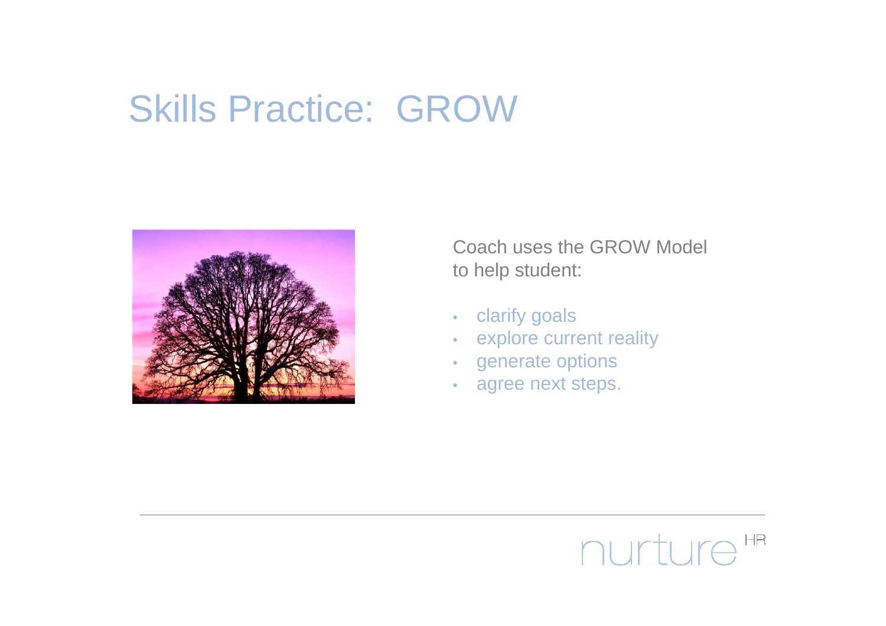# Skills Practice: GROW

Coach uses the GROW Model to help student:

- clarify goals
- explore current reality
- generate options
- agree next steps.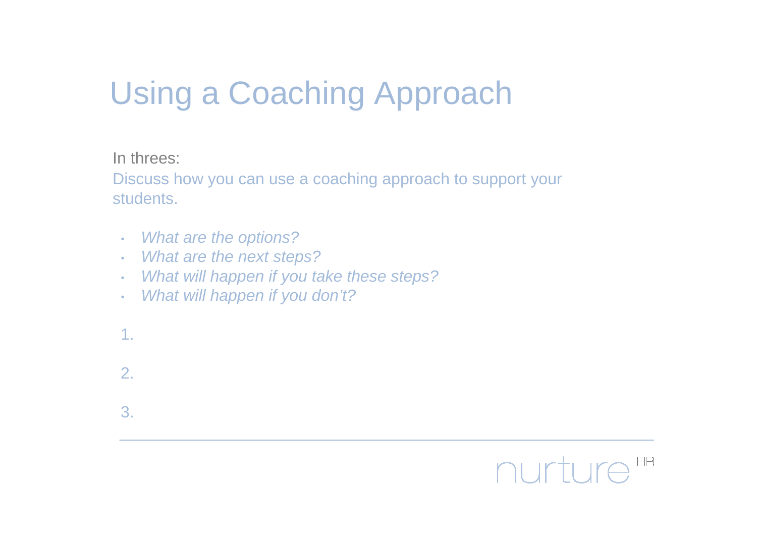# Using a Coaching Approach

In threes:

Discuss how you can use a coaching approach to support your students.

- *What are the options?*
- *What are the next steps?*
- *What will happen if you take these steps?*
- *What will happen if you don't?*

1.

2.

3.

nurture HR